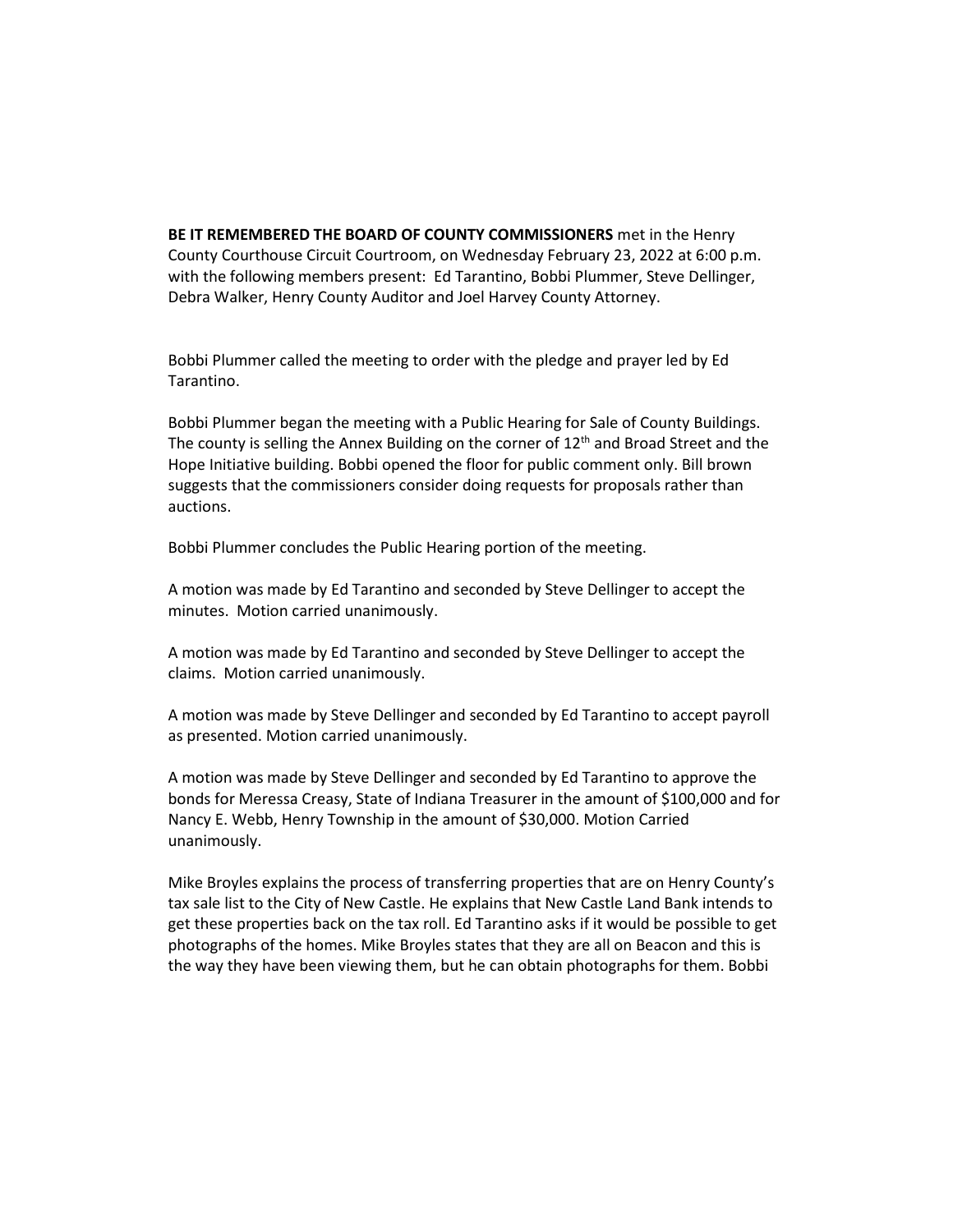**BE IT REMEMBERED THE BOARD OF COUNTY COMMISSIONERS** met in the Henry County Courthouse Circuit Courtroom, on Wednesday February 23, 2022 at 6:00 p.m. with the following members present: Ed Tarantino, Bobbi Plummer, Steve Dellinger, Debra Walker, Henry County Auditor and Joel Harvey County Attorney.

Bobbi Plummer called the meeting to order with the pledge and prayer led by Ed Tarantino.

Bobbi Plummer began the meeting with a Public Hearing for Sale of County Buildings. The county is selling the Annex Building on the corner of 12th and Broad Street and the Hope Initiative building. Bobbi opened the floor for public comment only. Bill brown suggests that the commissioners consider doing requests for proposals rather than auctions.

Bobbi Plummer concludes the Public Hearing portion of the meeting.

A motion was made by Ed Tarantino and seconded by Steve Dellinger to accept the minutes. Motion carried unanimously.

A motion was made by Ed Tarantino and seconded by Steve Dellinger to accept the claims. Motion carried unanimously.

A motion was made by Steve Dellinger and seconded by Ed Tarantino to accept payroll as presented. Motion carried unanimously.

A motion was made by Steve Dellinger and seconded by Ed Tarantino to approve the bonds for Meressa Creasy, State of Indiana Treasurer in the amount of $100,000 and for Nancy E. Webb, Henry Township in the amount of $30,000. Motion Carried unanimously.

Mike Broyles explains the process of transferring properties that are on Henry County's tax sale list to the City of New Castle. He explains that New Castle Land Bank intends to get these properties back on the tax roll. Ed Tarantino asks if it would be possible to get photographs of the homes. Mike Broyles states that they are all on Beacon and this is the way they have been viewing them, but he can obtain photographs for them. Bobbi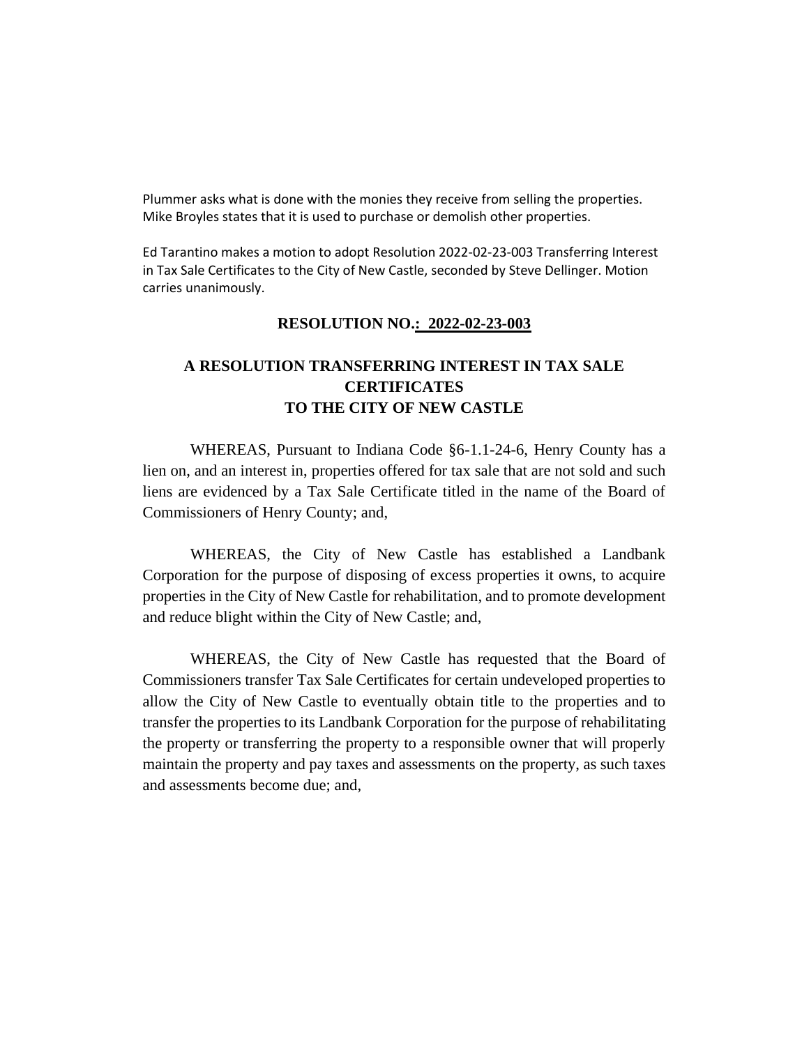Plummer asks what is done with the monies they receive from selling the properties. Mike Broyles states that it is used to purchase or demolish other properties.

Ed Tarantino makes a motion to adopt Resolution 2022-02-23-003 Transferring Interest in Tax Sale Certificates to the City of New Castle, seconded by Steve Dellinger. Motion carries unanimously.

**RESOLUTION NO.: 2022-02-23-003**

## A RESOLUTION TRANSFERRING INTEREST IN TAX SALE CERTIFICATES TO THE CITY OF NEW CASTLE

WHEREAS, Pursuant to Indiana Code §6-1.1-24-6, Henry County has a lien on, and an interest in, properties offered for tax sale that are not sold and such liens are evidenced by a Tax Sale Certificate titled in the name of the Board of Commissioners of Henry County; and,

WHEREAS, the City of New Castle has established a Landbank Corporation for the purpose of disposing of excess properties it owns, to acquire properties in the City of New Castle for rehabilitation, and to promote development and reduce blight within the City of New Castle; and,

WHEREAS, the City of New Castle has requested that the Board of Commissioners transfer Tax Sale Certificates for certain undeveloped properties to allow the City of New Castle to eventually obtain title to the properties and to transfer the properties to its Landbank Corporation for the purpose of rehabilitating the property or transferring the property to a responsible owner that will properly maintain the property and pay taxes and assessments on the property, as such taxes and assessments become due; and,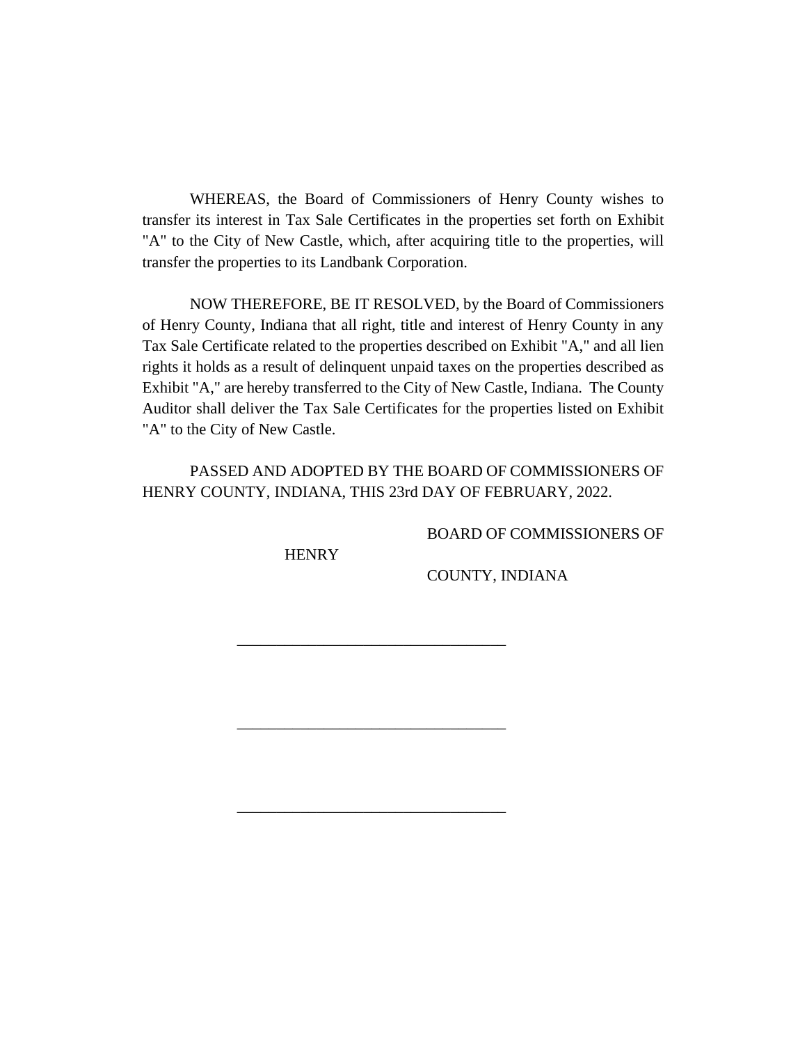WHEREAS, the Board of Commissioners of Henry County wishes to transfer its interest in Tax Sale Certificates in the properties set forth on Exhibit "A" to the City of New Castle, which, after acquiring title to the properties, will transfer the properties to its Landbank Corporation.

NOW THEREFORE, BE IT RESOLVED, by the Board of Commissioners of Henry County, Indiana that all right, title and interest of Henry County in any Tax Sale Certificate related to the properties described on Exhibit "A," and all lien rights it holds as a result of delinquent unpaid taxes on the properties described as Exhibit "A," are hereby transferred to the City of New Castle, Indiana. The County Auditor shall deliver the Tax Sale Certificates for the properties listed on Exhibit "A" to the City of New Castle.

PASSED AND ADOPTED BY THE BOARD OF COMMISSIONERS OF HENRY COUNTY, INDIANA, THIS 23rd DAY OF FEBRUARY, 2022.

BOARD OF COMMISSIONERS OF HENRY COUNTY, INDIANA

\_\_\_\_\_\_\_\_\_\_\_\_\_\_\_\_\_\_\_\_\_\_\_\_\_\_\_\_\_\_\_\_\_\_

\_\_\_\_\_\_\_\_\_\_\_\_\_\_\_\_\_\_\_\_\_\_\_\_\_\_\_\_\_\_\_\_\_\_

\_\_\_\_\_\_\_\_\_\_\_\_\_\_\_\_\_\_\_\_\_\_\_\_\_\_\_\_\_\_\_\_\_\_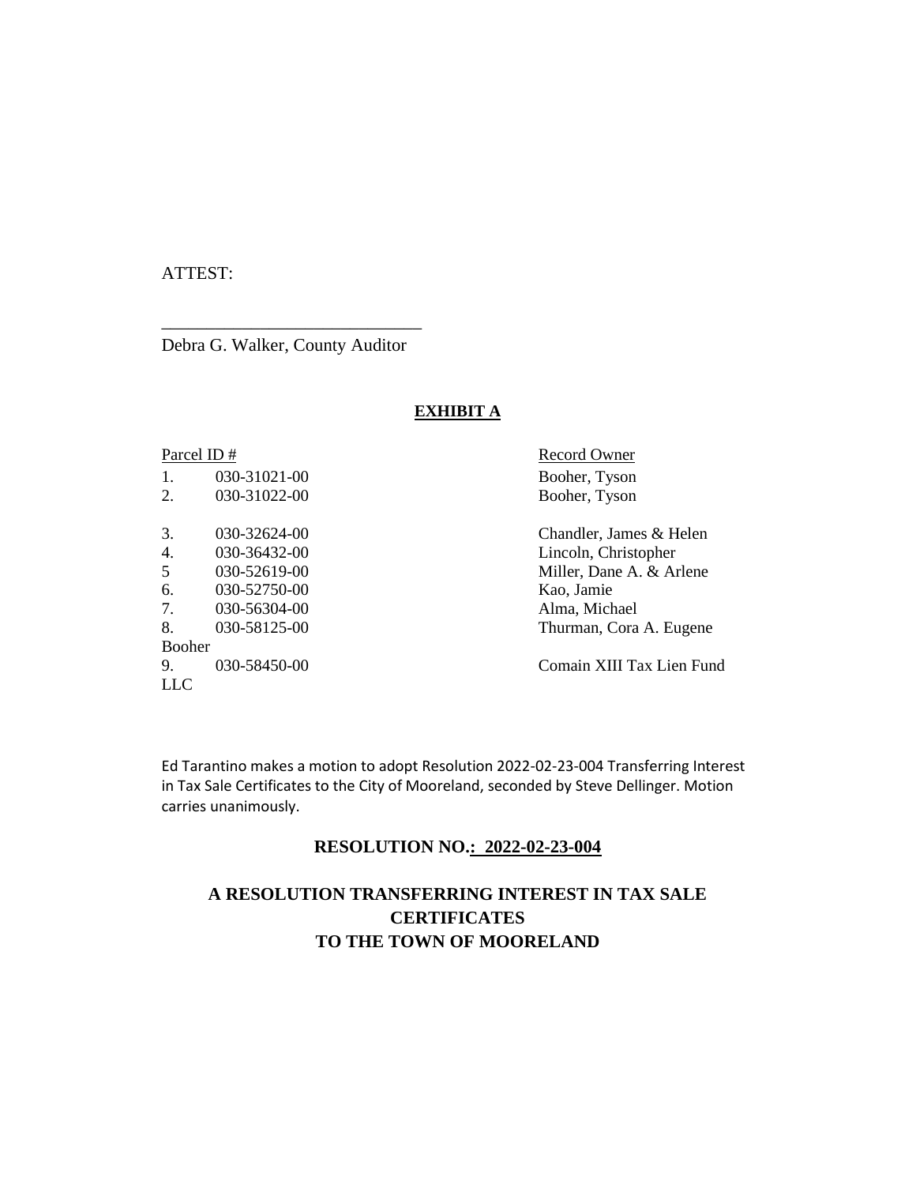ATTEST:

\_\_\_\_\_\_\_\_\_\_\_\_\_\_\_\_\_\_\_\_\_\_\_\_\_\_\_\_\_\_

Debra G. Walker, County Auditor

## EXHIBIT A

| Parcel ID # | | Record Owner |
|---|---|---|
| 1. | 030-31021-00 | Booher, Tyson |
| 2. | 030-31022-00 | Booher, Tyson |
| 3. | 030-32624-00 | Chandler, James & Helen |
| 4. | 030-36432-00 | Lincoln, Christopher |
| 5 | 030-52619-00 | Miller, Dane A. & Arlene |
| 6. | 030-52750-00 | Kao, Jamie |
| 7. | 030-56304-00 | Alma, Michael |
| 8. | 030-58125-00 | Thurman, Cora A. Eugene Booher |
| 9. | 030-58450-00 | Comain XIII Tax Lien Fund LLC |

Ed Tarantino makes a motion to adopt Resolution 2022-02-23-004 Transferring Interest in Tax Sale Certificates to the City of Mooreland, seconded by Steve Dellinger. Motion carries unanimously.

## RESOLUTION NO.: 2022-02-23-004

## A RESOLUTION TRANSFERRING INTEREST IN TAX SALE CERTIFICATES TO THE TOWN OF MOORELAND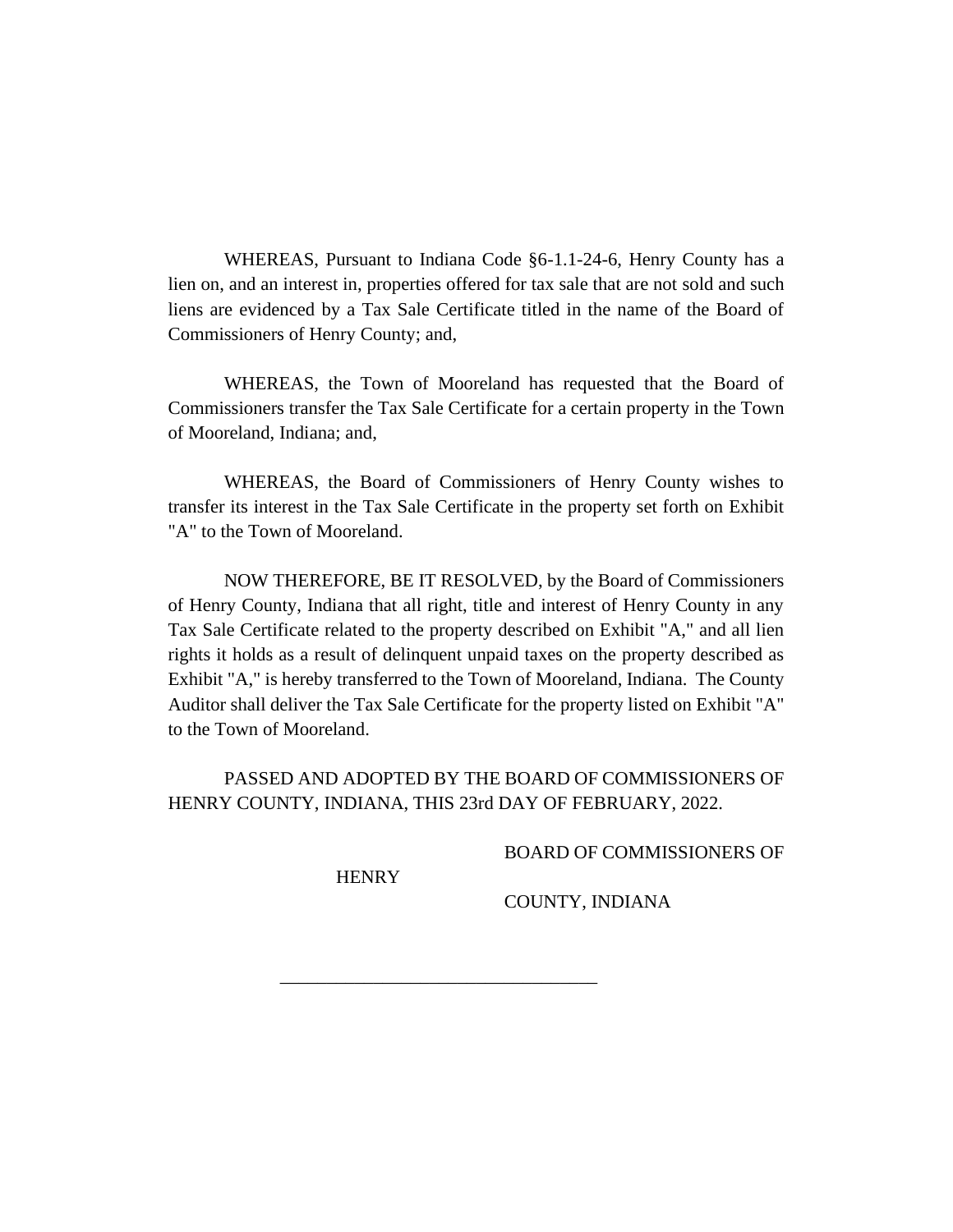WHEREAS, Pursuant to Indiana Code §6-1.1-24-6, Henry County has a lien on, and an interest in, properties offered for tax sale that are not sold and such liens are evidenced by a Tax Sale Certificate titled in the name of the Board of Commissioners of Henry County; and,

WHEREAS, the Town of Mooreland has requested that the Board of Commissioners transfer the Tax Sale Certificate for a certain property in the Town of Mooreland, Indiana; and,

WHEREAS, the Board of Commissioners of Henry County wishes to transfer its interest in the Tax Sale Certificate in the property set forth on Exhibit "A" to the Town of Mooreland.

NOW THEREFORE, BE IT RESOLVED, by the Board of Commissioners of Henry County, Indiana that all right, title and interest of Henry County in any Tax Sale Certificate related to the property described on Exhibit "A," and all lien rights it holds as a result of delinquent unpaid taxes on the property described as Exhibit "A," is hereby transferred to the Town of Mooreland, Indiana. The County Auditor shall deliver the Tax Sale Certificate for the property listed on Exhibit "A" to the Town of Mooreland.

PASSED AND ADOPTED BY THE BOARD OF COMMISSIONERS OF HENRY COUNTY, INDIANA, THIS 23rd DAY OF FEBRUARY, 2022.

BOARD OF COMMISSIONERS OF HENRY COUNTY, INDIANA

\_\_\_\_\_\_\_\_\_\_\_\_\_\_\_\_\_\_\_\_\_\_\_\_\_\_\_\_\_\_\_\_\_\_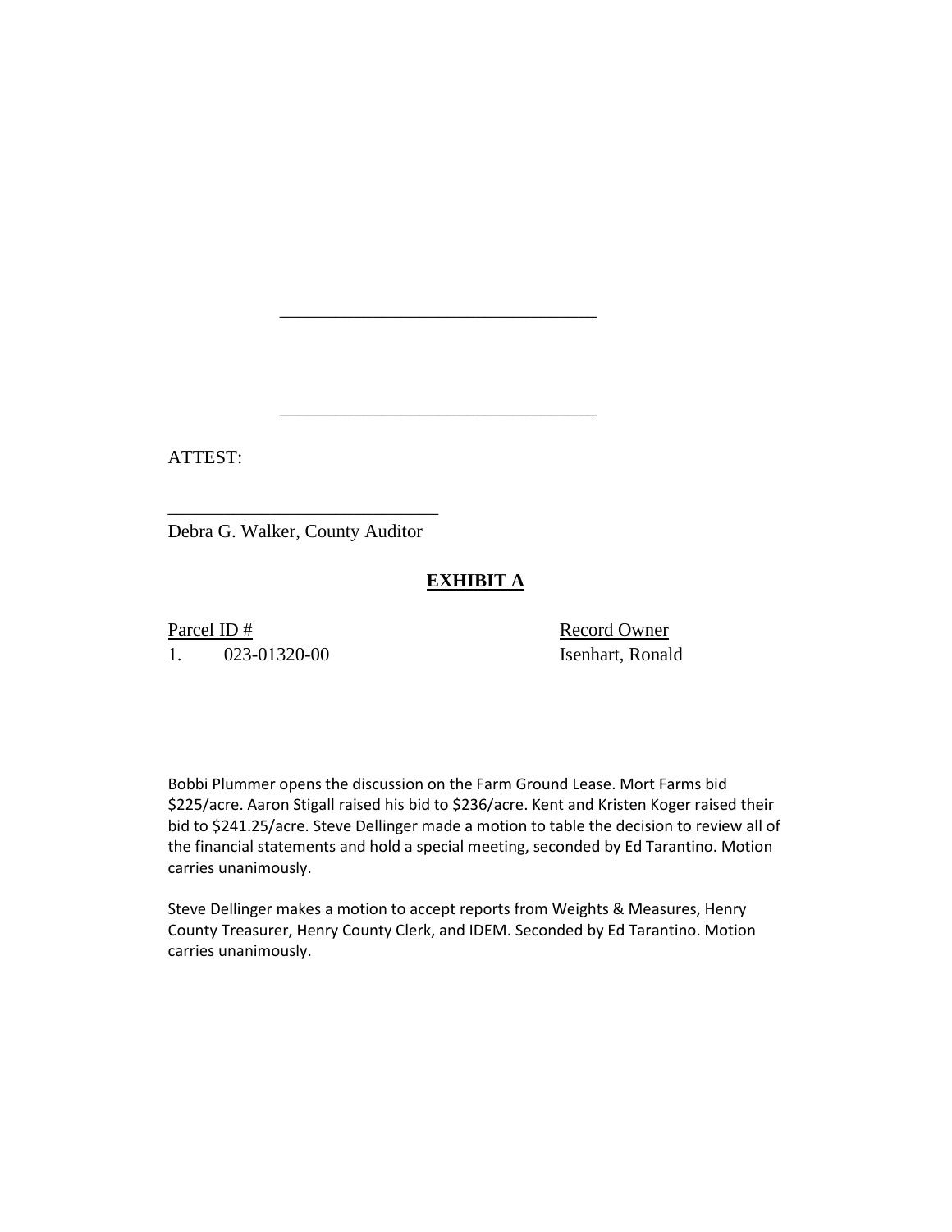\_\_\_\_\_\_\_\_\_\_\_\_\_\_\_\_\_\_\_\_\_\_\_\_\_\_\_\_\_\_\_\_\_\_

\_\_\_\_\_\_\_\_\_\_\_\_\_\_\_\_\_\_\_\_\_\_\_\_\_\_\_\_\_\_\_\_\_\_

ATTEST:

\_\_\_\_\_\_\_\_\_\_\_\_\_\_\_\_\_\_\_\_\_\_\_\_\_\_\_\_\_

Debra G. Walker, County Auditor

## **EXHIBIT A**

| Parcel ID # | Record Owner |
|---|---|
| 1. 023-01320-00 | Isenhart, Ronald |

Bobbi Plummer opens the discussion on the Farm Ground Lease. Mort Farms bid $225/acre. Aaron Stigall raised his bid to $236/acre. Kent and Kristen Koger raised their bid to $241.25/acre. Steve Dellinger made a motion to table the decision to review all of the financial statements and hold a special meeting, seconded by Ed Tarantino. Motion carries unanimously.

Steve Dellinger makes a motion to accept reports from Weights & Measures, Henry County Treasurer, Henry County Clerk, and IDEM. Seconded by Ed Tarantino. Motion carries unanimously.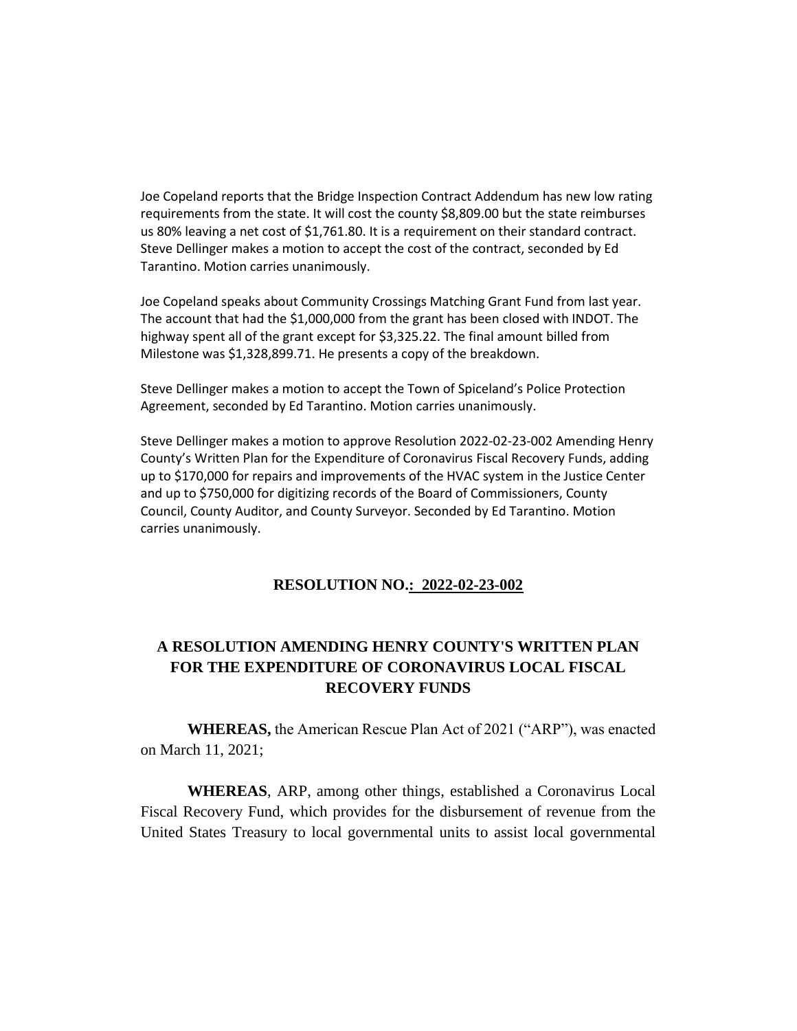Joe Copeland reports that the Bridge Inspection Contract Addendum has new low rating requirements from the state. It will cost the county $8,809.00 but the state reimburses us 80% leaving a net cost of $1,761.80. It is a requirement on their standard contract. Steve Dellinger makes a motion to accept the cost of the contract, seconded by Ed Tarantino. Motion carries unanimously.

Joe Copeland speaks about Community Crossings Matching Grant Fund from last year. The account that had the $1,000,000 from the grant has been closed with INDOT. The highway spent all of the grant except for $3,325.22. The final amount billed from Milestone was $1,328,899.71. He presents a copy of the breakdown.

Steve Dellinger makes a motion to accept the Town of Spiceland's Police Protection Agreement, seconded by Ed Tarantino. Motion carries unanimously.

Steve Dellinger makes a motion to approve Resolution 2022-02-23-002 Amending Henry County's Written Plan for the Expenditure of Coronavirus Fiscal Recovery Funds, adding up to $170,000 for repairs and improvements of the HVAC system in the Justice Center and up to $750,000 for digitizing records of the Board of Commissioners, County Council, County Auditor, and County Surveyor. Seconded by Ed Tarantino. Motion carries unanimously.

**RESOLUTION NO.: 2022-02-23-002**

## A RESOLUTION AMENDING HENRY COUNTY'S WRITTEN PLAN FOR THE EXPENDITURE OF CORONAVIRUS LOCAL FISCAL RECOVERY FUNDS

**WHEREAS,** the American Rescue Plan Act of 2021 ("ARP"), was enacted on March 11, 2021;

**WHEREAS**, ARP, among other things, established a Coronavirus Local Fiscal Recovery Fund, which provides for the disbursement of revenue from the United States Treasury to local governmental units to assist local governmental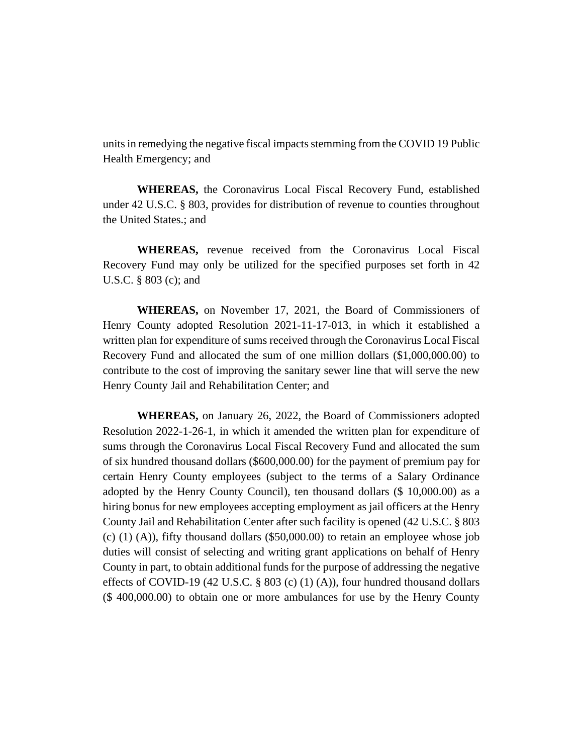units in remedying the negative fiscal impacts stemming from the COVID 19 Public Health Emergency; and

**WHEREAS,** the Coronavirus Local Fiscal Recovery Fund, established under 42 U.S.C. § 803, provides for distribution of revenue to counties throughout the United States.; and

**WHEREAS,** revenue received from the Coronavirus Local Fiscal Recovery Fund may only be utilized for the specified purposes set forth in 42 U.S.C. § 803 (c); and

**WHEREAS,** on November 17, 2021, the Board of Commissioners of Henry County adopted Resolution 2021-11-17-013, in which it established a written plan for expenditure of sums received through the Coronavirus Local Fiscal Recovery Fund and allocated the sum of one million dollars ($1,000,000.00) to contribute to the cost of improving the sanitary sewer line that will serve the new Henry County Jail and Rehabilitation Center; and

**WHEREAS,** on January 26, 2022, the Board of Commissioners adopted Resolution 2022-1-26-1, in which it amended the written plan for expenditure of sums through the Coronavirus Local Fiscal Recovery Fund and allocated the sum of six hundred thousand dollars ($600,000.00) for the payment of premium pay for certain Henry County employees (subject to the terms of a Salary Ordinance adopted by the Henry County Council), ten thousand dollars ($ 10,000.00) as a hiring bonus for new employees accepting employment as jail officers at the Henry County Jail and Rehabilitation Center after such facility is opened (42 U.S.C. § 803 (c) (1) (A)), fifty thousand dollars ($50,000.00) to retain an employee whose job duties will consist of selecting and writing grant applications on behalf of Henry County in part, to obtain additional funds for the purpose of addressing the negative effects of COVID-19 (42 U.S.C. § 803 (c) (1) (A)), four hundred thousand dollars ($ 400,000.00) to obtain one or more ambulances for use by the Henry County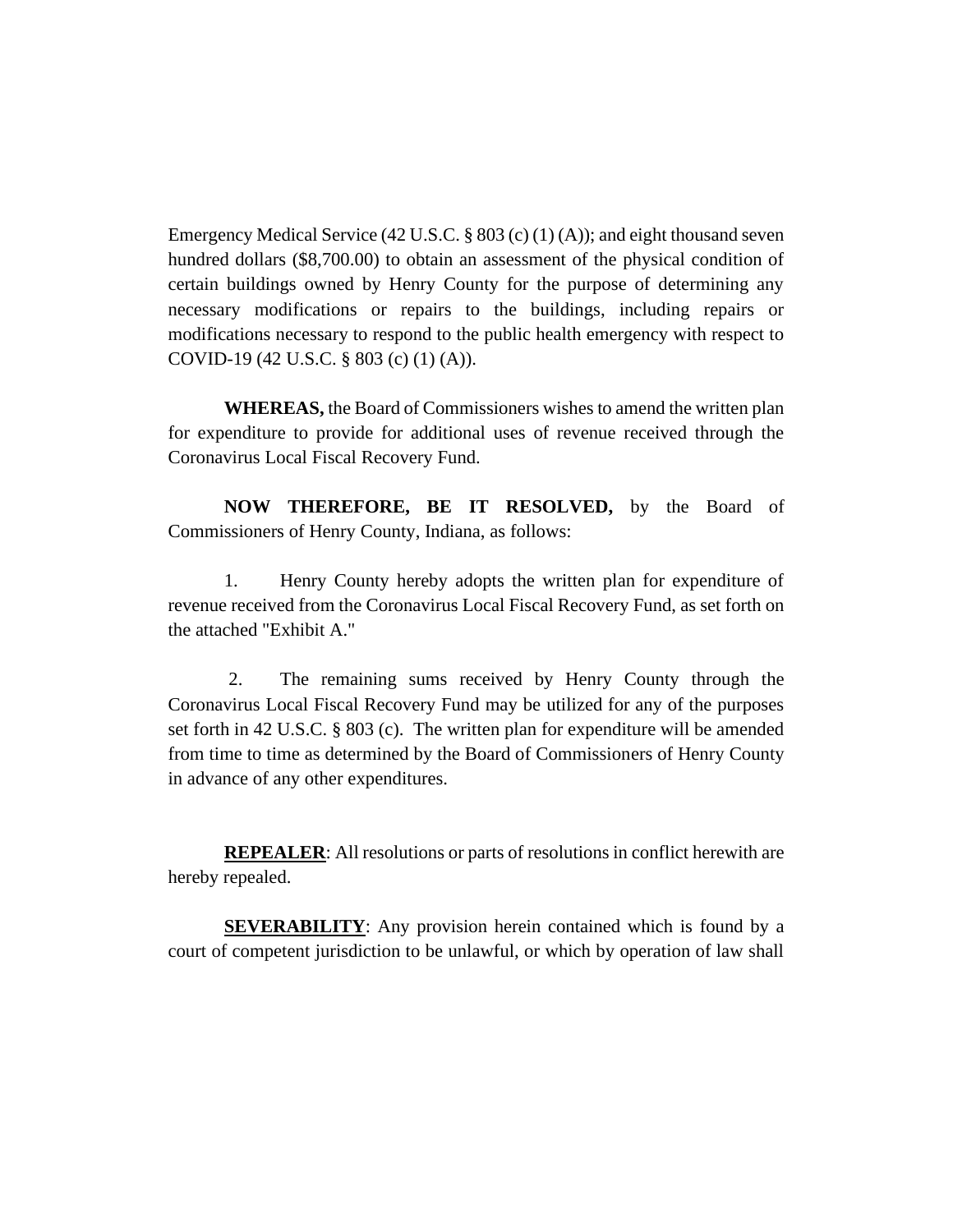Emergency Medical Service (42 U.S.C. § 803 (c) (1) (A)); and eight thousand seven hundred dollars ($8,700.00) to obtain an assessment of the physical condition of certain buildings owned by Henry County for the purpose of determining any necessary modifications or repairs to the buildings, including repairs or modifications necessary to respond to the public health emergency with respect to COVID-19 (42 U.S.C. § 803 (c) (1) (A)).

**WHEREAS,** the Board of Commissioners wishes to amend the written plan for expenditure to provide for additional uses of revenue received through the Coronavirus Local Fiscal Recovery Fund.

**NOW THEREFORE, BE IT RESOLVED,** by the Board of Commissioners of Henry County, Indiana, as follows:

1. Henry County hereby adopts the written plan for expenditure of revenue received from the Coronavirus Local Fiscal Recovery Fund, as set forth on the attached "Exhibit A."

2. The remaining sums received by Henry County through the Coronavirus Local Fiscal Recovery Fund may be utilized for any of the purposes set forth in 42 U.S.C. § 803 (c). The written plan for expenditure will be amended from time to time as determined by the Board of Commissioners of Henry County in advance of any other expenditures.

**REPEALER**: All resolutions or parts of resolutions in conflict herewith are hereby repealed.

**SEVERABILITY**: Any provision herein contained which is found by a court of competent jurisdiction to be unlawful, or which by operation of law shall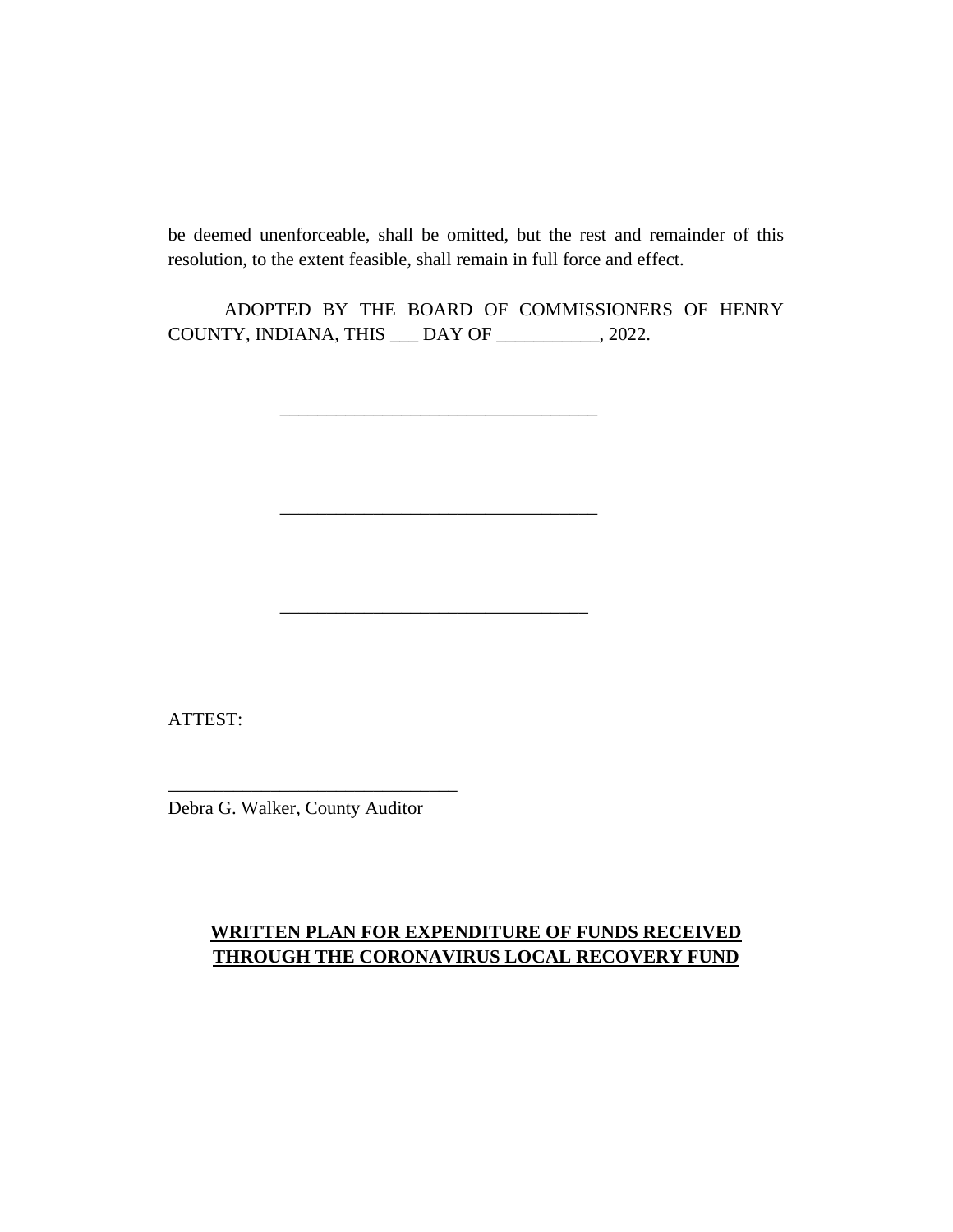be deemed unenforceable, shall be omitted, but the rest and remainder of this resolution, to the extent feasible, shall remain in full force and effect.

ADOPTED BY THE BOARD OF COMMISSIONERS OF HENRY COUNTY, INDIANA, THIS ___ DAY OF ___________, 2022.

__________________________________

__________________________________

_________________________________

ATTEST:

______________________________
Debra G. Walker, County Auditor

**WRITTEN PLAN FOR EXPENDITURE OF FUNDS RECEIVED THROUGH THE CORONAVIRUS LOCAL RECOVERY FUND**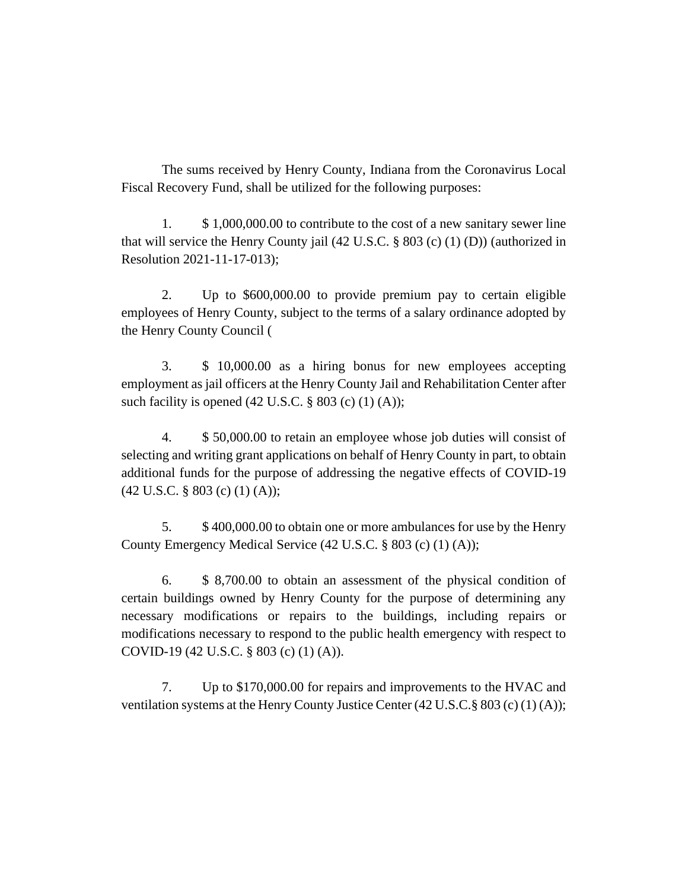The sums received by Henry County, Indiana from the Coronavirus Local Fiscal Recovery Fund, shall be utilized for the following purposes:

1. $ 1,000,000.00 to contribute to the cost of a new sanitary sewer line that will service the Henry County jail (42 U.S.C. § 803 (c) (1) (D)) (authorized in Resolution 2021-11-17-013);

2. Up to $600,000.00 to provide premium pay to certain eligible employees of Henry County, subject to the terms of a salary ordinance adopted by the Henry County Council (

3. $ 10,000.00 as a hiring bonus for new employees accepting employment as jail officers at the Henry County Jail and Rehabilitation Center after such facility is opened (42 U.S.C. § 803 (c) (1) (A));

4. $ 50,000.00 to retain an employee whose job duties will consist of selecting and writing grant applications on behalf of Henry County in part, to obtain additional funds for the purpose of addressing the negative effects of COVID-19 (42 U.S.C. § 803 (c) (1) (A));

5. $ 400,000.00 to obtain one or more ambulances for use by the Henry County Emergency Medical Service (42 U.S.C. § 803 (c) (1) (A));

6. $ 8,700.00 to obtain an assessment of the physical condition of certain buildings owned by Henry County for the purpose of determining any necessary modifications or repairs to the buildings, including repairs or modifications necessary to respond to the public health emergency with respect to COVID-19 (42 U.S.C. § 803 (c) (1) (A)).

7. Up to $170,000.00 for repairs and improvements to the HVAC and ventilation systems at the Henry County Justice Center (42 U.S.C.§ 803 (c) (1) (A));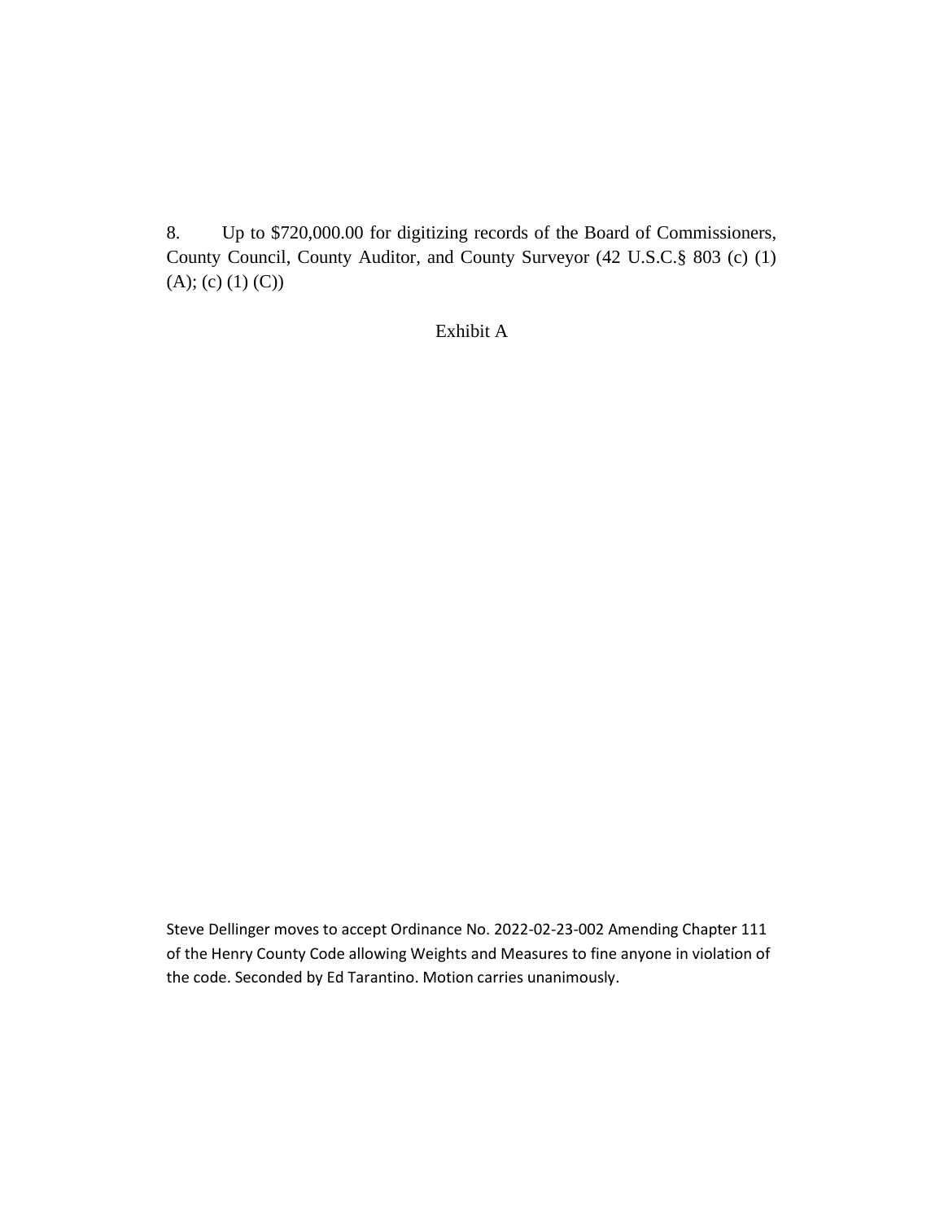8. Up to $720,000.00 for digitizing records of the Board of Commissioners, County Council, County Auditor, and County Surveyor (42 U.S.C.§ 803 (c) (1) (A); (c) (1) (C))

Exhibit A

Steve Dellinger moves to accept Ordinance No. 2022-02-23-002 Amending Chapter 111 of the Henry County Code allowing Weights and Measures to fine anyone in violation of the code. Seconded by Ed Tarantino. Motion carries unanimously.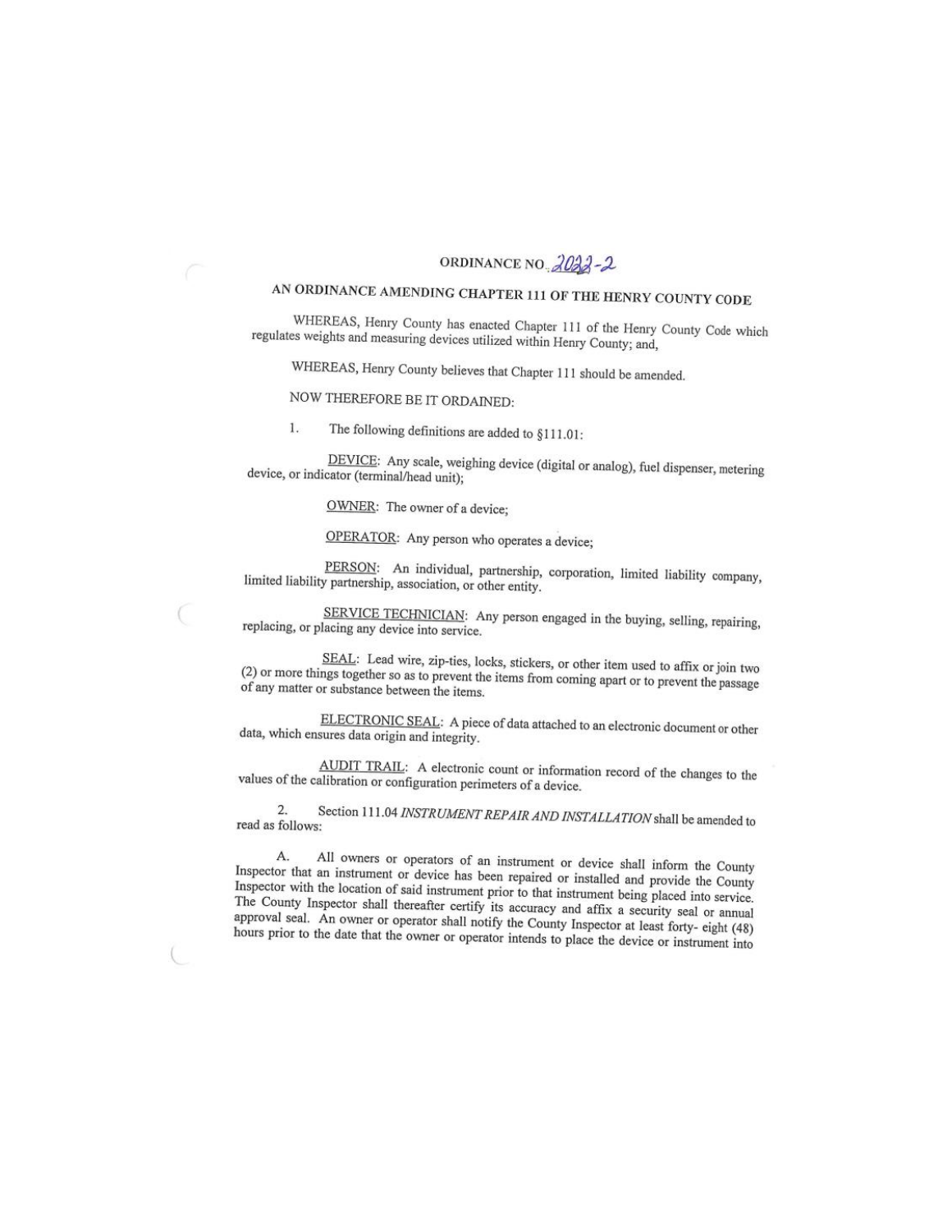# ORDINANCE NO. 2022-2

## AN ORDINANCE AMENDING CHAPTER 111 OF THE HENRY COUNTY CODE

WHEREAS, Henry County has enacted Chapter 111 of the Henry County Code which regulates weights and measuring devices utilized within Henry County; and,

WHEREAS, Henry County believes that Chapter 111 should be amended.

NOW THEREFORE BE IT ORDAINED:

1. The following definitions are added to §111.01:

<u>DEVICE</u>: Any scale, weighing device (digital or analog), fuel dispenser, metering device, or indicator (terminal/head unit);

<u>OWNER</u>: The owner of a device;

<u>OPERATOR</u>: Any person who operates a device;

<u>PERSON</u>: An individual, partnership, corporation, limited liability company, limited liability partnership, association, or other entity.

<u>SERVICE TECHNICIAN</u>: Any person engaged in the buying, selling, repairing, replacing, or placing any device into service.

<u>SEAL</u>: Lead wire, zip-ties, locks, stickers, or other item used to affix or join two (2) or more things together so as to prevent the items from coming apart or to prevent the passage of any matter or substance between the items.

<u>ELECTRONIC SEAL</u>: A piece of data attached to an electronic document or other data, which ensures data origin and integrity.

<u>AUDIT TRAIL</u>: A electronic count or information record of the changes to the values of the calibration or configuration perimeters of a device.

2. Section 111.04 *INSTRUMENT REPAIR AND INSTALLATION* shall be amended to read as follows:

A. All owners or operators of an instrument or device shall inform the County Inspector that an instrument or device has been repaired or installed and provide the County Inspector with the location of said instrument prior to that instrument being placed into service. The County Inspector shall thereafter certify its accuracy and affix a security seal or annual approval seal. An owner or operator shall notify the County Inspector at least forty- eight (48) hours prior to the date that the owner or operator intends to place the device or instrument into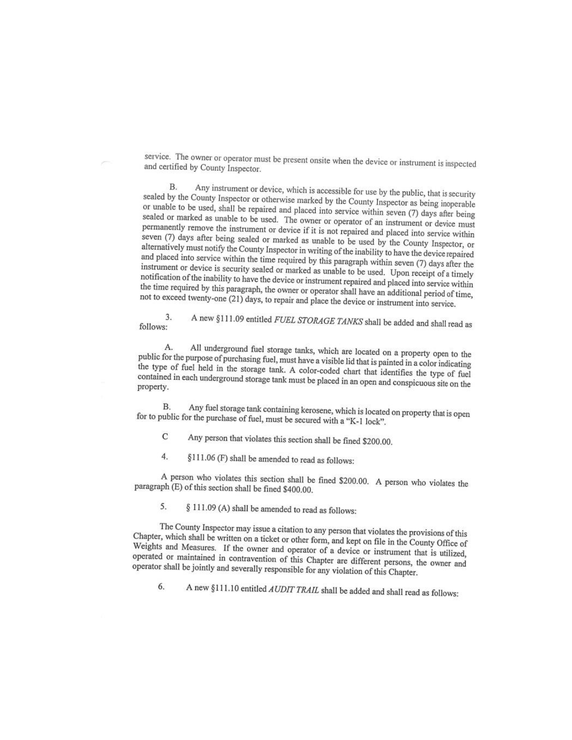service. The owner or operator must be present onsite when the device or instrument is inspected and certified by County Inspector.

B. Any instrument or device, which is accessible for use by the public, that is security sealed by the County Inspector or otherwise marked by the County Inspector as being inoperable or unable to be used, shall be repaired and placed into service within seven (7) days after being sealed or marked as unable to be used. The owner or operator of an instrument or device must permanently remove the instrument or device if it is not repaired and placed into service within seven (7) days after being sealed or marked as unable to be used by the County Inspector, or alternatively must notify the County Inspector in writing of the inability to have the device repaired and placed into service within the time required by this paragraph within seven (7) days after the instrument or device is security sealed or marked as unable to be used. Upon receipt of a timely notification of the inability to have the device or instrument repaired and placed into service within the time required by this paragraph, the owner or operator shall have an additional period of time, not to exceed twenty-one (21) days, to repair and place the device or instrument into service.

3. A new §111.09 entitled *FUEL STORAGE TANKS* shall be added and shall read as follows:

A. All underground fuel storage tanks, which are located on a property open to the public for the purpose of purchasing fuel, must have a visible lid that is painted in a color indicating the type of fuel held in the storage tank. A color-coded chart that identifies the type of fuel contained in each underground storage tank must be placed in an open and conspicuous site on the property.

B. Any fuel storage tank containing kerosene, which is located on property that is open for to public for the purchase of fuel, must be secured with a "K-1 lock".

C Any person that violates this section shall be fined $200.00.

4. §111.06 (F) shall be amended to read as follows:

A person who violates this section shall be fined $200.00. A person who violates the paragraph (E) of this section shall be fined $400.00.

5. § 111.09 (A) shall be amended to read as follows:

The County Inspector may issue a citation to any person that violates the provisions of this Chapter, which shall be written on a ticket or other form, and kept on file in the County Office of Weights and Measures. If the owner and operator of a device or instrument that is utilized, operated or maintained in contravention of this Chapter are different persons, the owner and operator shall be jointly and severally responsible for any violation of this Chapter.

6. A new §111.10 entitled *AUDIT TRAIL* shall be added and shall read as follows: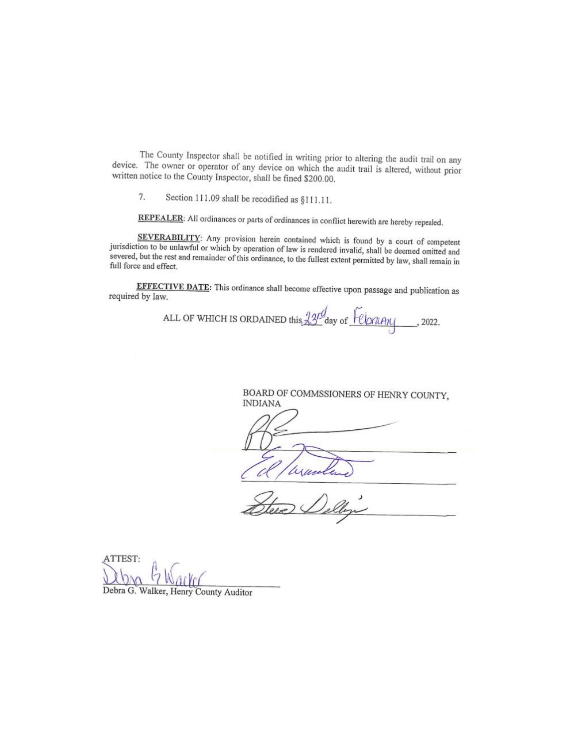The County Inspector shall be notified in writing prior to altering the audit trail on any device. The owner or operator of any device on which the audit trail is altered, without prior written notice to the County Inspector, shall be fined $200.00.

7. Section 111.09 shall be recodified as §111.11.

**REPEALER**: All ordinances or parts of ordinances in conflict herewith are hereby repealed.

**SEVERABILITY**: Any provision herein contained which is found by a court of competent jurisdiction to be unlawful or which by operation of law is rendered invalid, shall be deemed omitted and severed, but the rest and remainder of this ordinance, to the fullest extent permitted by law, shall remain in full force and effect.

**EFFECTIVE DATE:** This ordinance shall become effective upon passage and publication as required by law.

ALL OF WHICH IS ORDAINED this 23rd day of February, 2022.

BOARD OF COMMSSIONERS OF HENRY COUNTY, INDIANA

_______________________________

Ed Tarantino

_______________________________

Steve Dellinger

_______________________________

ATTEST:

Debra G. Walker

_______________________________

Debra G. Walker, Henry County Auditor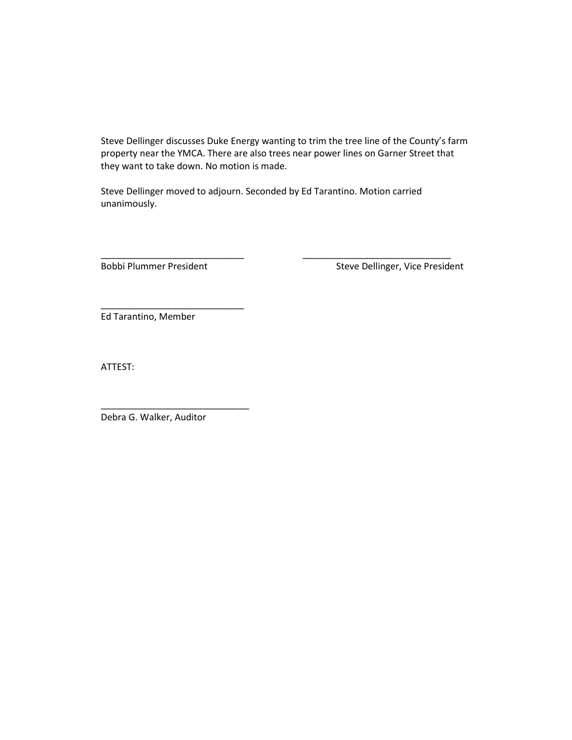Steve Dellinger discusses Duke Energy wanting to trim the tree line of the County's farm property near the YMCA. There are also trees near power lines on Garner Street that they want to take down. No motion is made.

Steve Dellinger moved to adjourn. Seconded by Ed Tarantino. Motion carried unanimously.

\_\_\_\_\_\_\_\_\_\_\_\_\_\_\_\_\_\_\_\_\_\_\_\_\_\_\_\_
Bobbi Plummer President

\_\_\_\_\_\_\_\_\_\_\_\_\_\_\_\_\_\_\_\_\_\_\_\_\_\_\_\_\_\_
Steve Dellinger, Vice President

\_\_\_\_\_\_\_\_\_\_\_\_\_\_\_\_\_\_\_\_\_\_\_\_\_\_\_\_
Ed Tarantino, Member

ATTEST:

\_\_\_\_\_\_\_\_\_\_\_\_\_\_\_\_\_\_\_\_\_\_\_\_\_\_\_\_\_\_
Debra G. Walker, Auditor